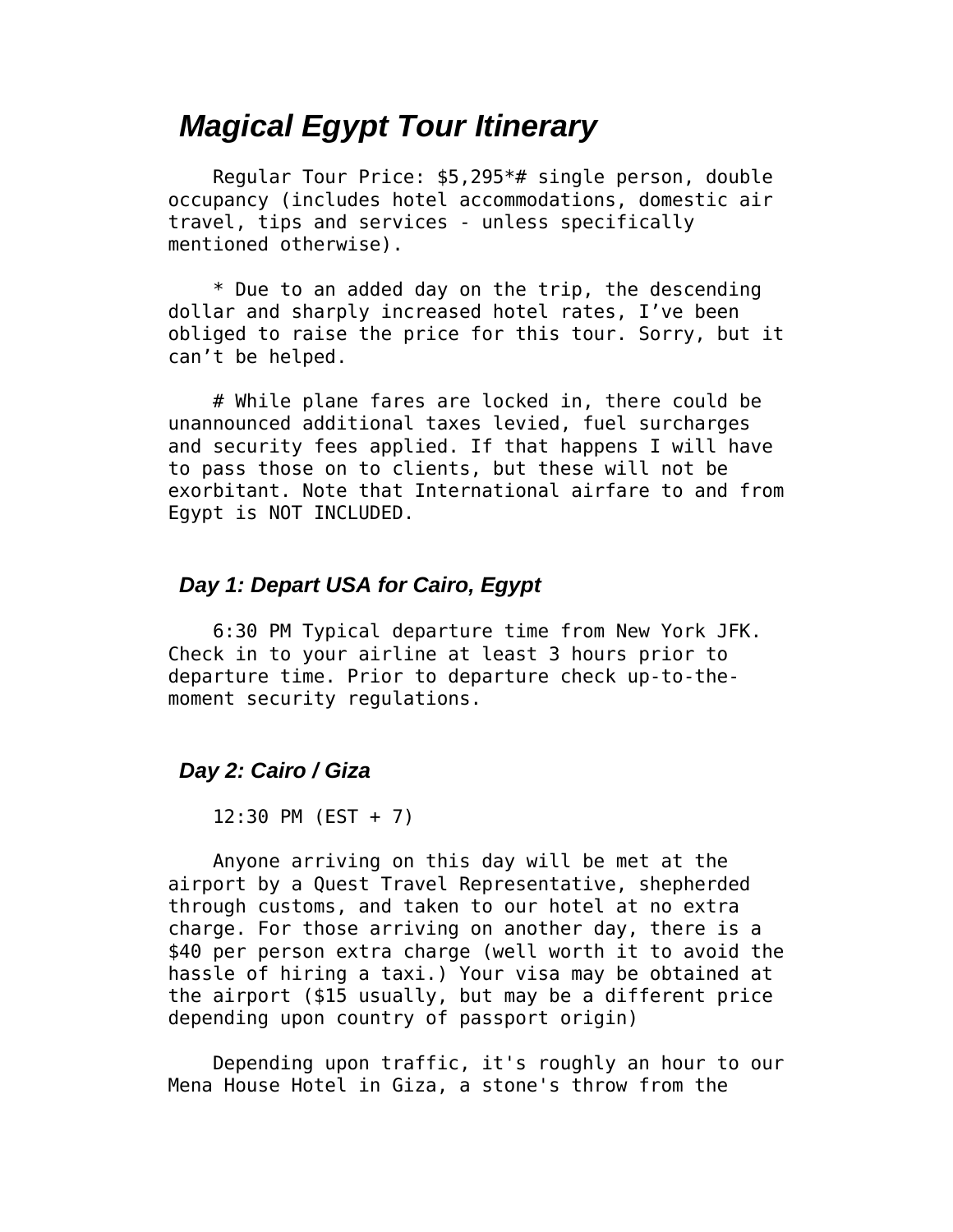# Magical Egypt Tour Itinerary

Regular Tour Price: $5,295*# single person, double occupancy (includes hotel accommodations, domestic air travel, tips and services - unless specifically mentioned otherwise).

* Due to an added day on the trip, the descending dollar and sharply increased hotel rates, I've been obliged to raise the price for this tour. Sorry, but it can't be helped.

# While plane fares are locked in, there could be unannounced additional taxes levied, fuel surcharges and security fees applied. If that happens I will have to pass those on to clients, but these will not be exorbitant. Note that International airfare to and from Egypt is NOT INCLUDED.

## Day 1: Depart USA for Cairo, Egypt

6:30 PM Typical departure time from New York JFK. Check in to your airline at least 3 hours prior to departure time. Prior to departure check up-to-the-moment security regulations.

## Day 2: Cairo / Giza

12:30 PM (EST + 7)

Anyone arriving on this day will be met at the airport by a Quest Travel Representative, shepherded through customs, and taken to our hotel at no extra charge. For those arriving on another day, there is a $40 per person extra charge (well worth it to avoid the hassle of hiring a taxi.) Your visa may be obtained at the airport ($15 usually, but may be a different price depending upon country of passport origin)

Depending upon traffic, it's roughly an hour to our Mena House Hotel in Giza, a stone's throw from the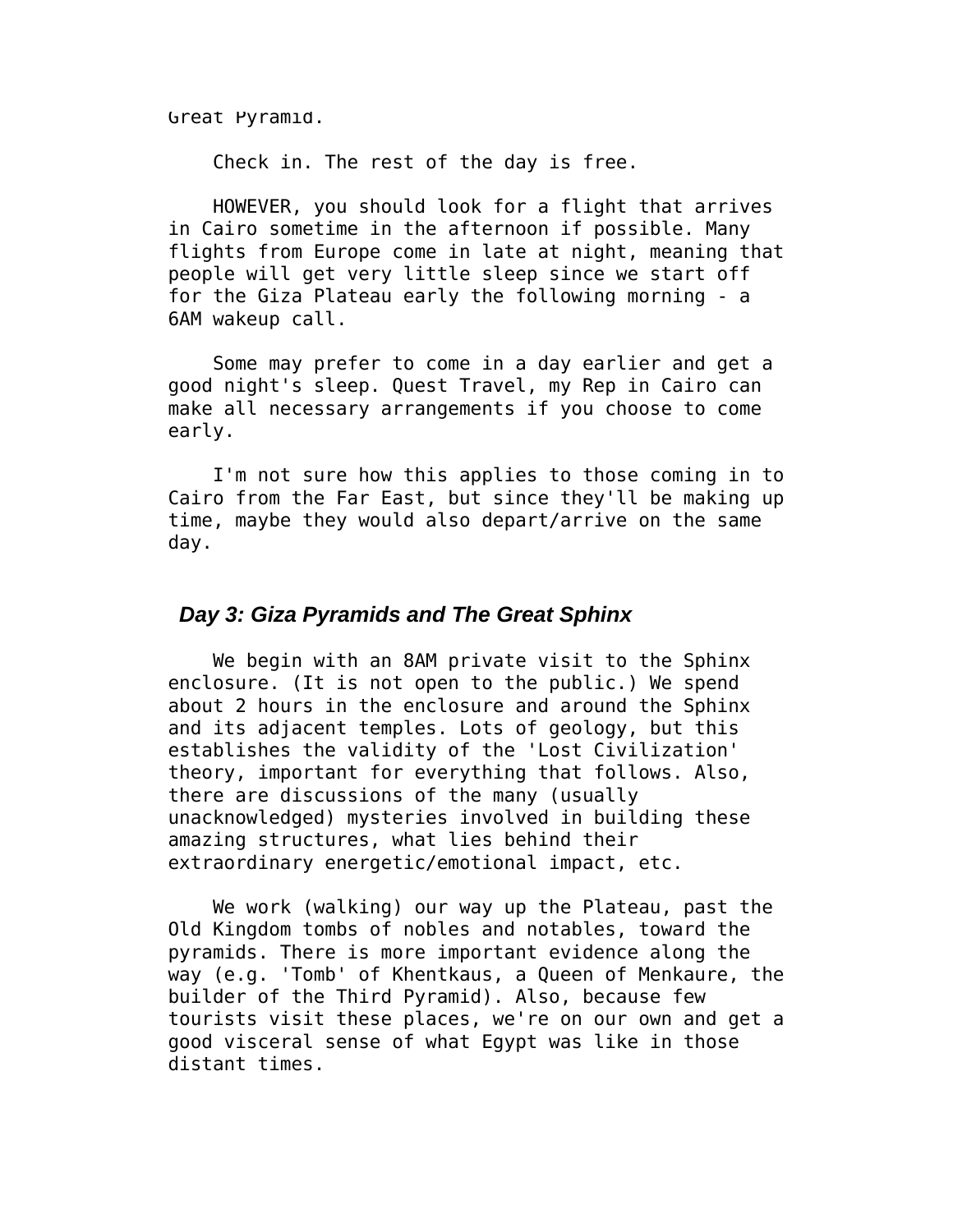Great Pyramid.

Check in. The rest of the day is free.

HOWEVER, you should look for a flight that arrives in Cairo sometime in the afternoon if possible. Many flights from Europe come in late at night, meaning that people will get very little sleep since we start off for the Giza Plateau early the following morning - a 6AM wakeup call.

Some may prefer to come in a day earlier and get a good night's sleep. Quest Travel, my Rep in Cairo can make all necessary arrangements if you choose to come early.

I'm not sure how this applies to those coming in to Cairo from the Far East, but since they'll be making up time, maybe they would also depart/arrive on the same day.

### *Day 3: Giza Pyramids and The Great Sphinx*

We begin with an 8AM private visit to the Sphinx enclosure. (It is not open to the public.) We spend about 2 hours in the enclosure and around the Sphinx and its adjacent temples. Lots of geology, but this establishes the validity of the 'Lost Civilization' theory, important for everything that follows. Also, there are discussions of the many (usually unacknowledged) mysteries involved in building these amazing structures, what lies behind their extraordinary energetic/emotional impact, etc.

We work (walking) our way up the Plateau, past the Old Kingdom tombs of nobles and notables, toward the pyramids. There is more important evidence along the way (e.g. 'Tomb' of Khentkaus, a Queen of Menkaure, the builder of the Third Pyramid). Also, because few tourists visit these places, we're on our own and get a good visceral sense of what Egypt was like in those distant times.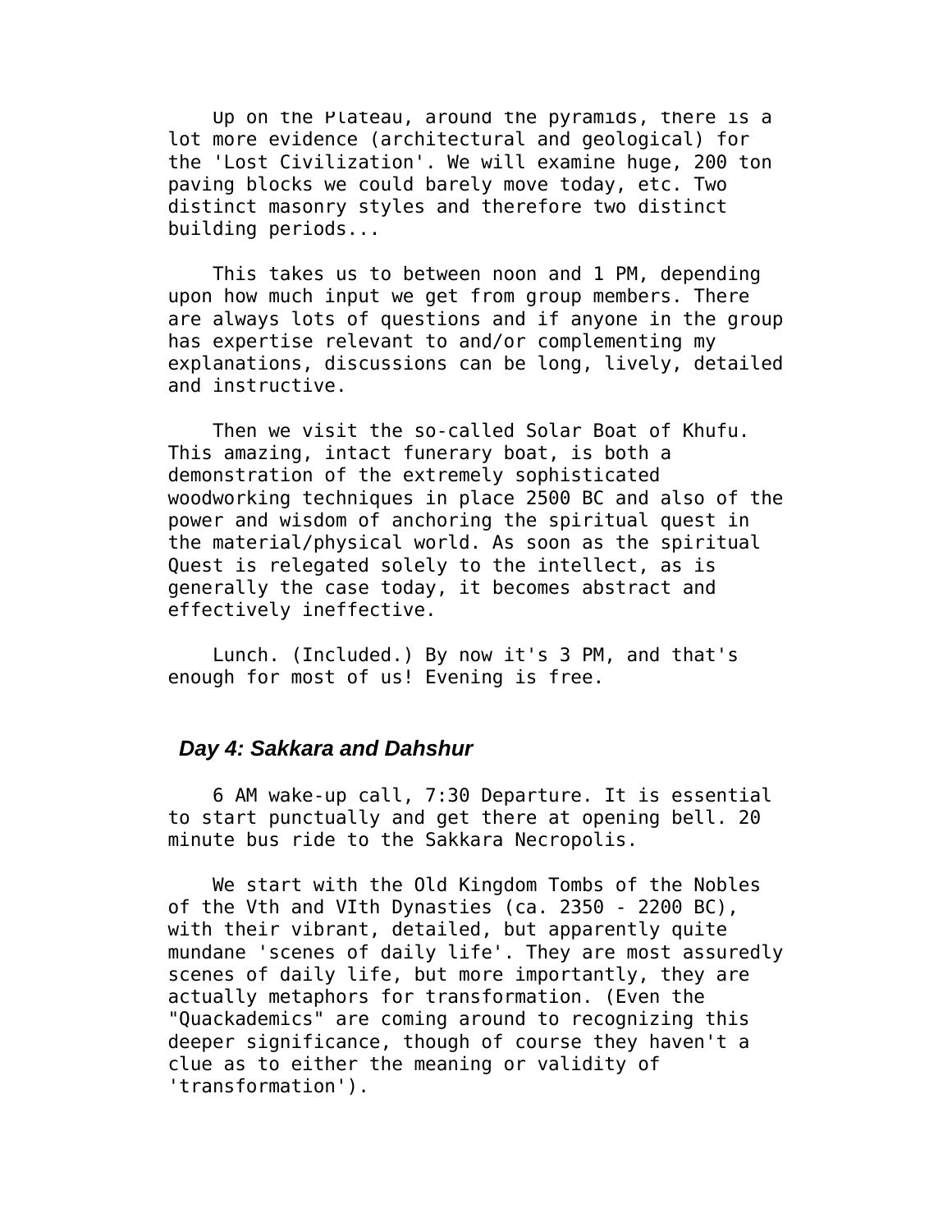Up on the Plateau, around the pyramids, there is a lot more evidence (architectural and geological) for the 'Lost Civilization'. We will examine huge, 200 ton paving blocks we could barely move today, etc. Two distinct masonry styles and therefore two distinct building periods...

This takes us to between noon and 1 PM, depending upon how much input we get from group members. There are always lots of questions and if anyone in the group has expertise relevant to and/or complementing my explanations, discussions can be long, lively, detailed and instructive.

Then we visit the so-called Solar Boat of Khufu. This amazing, intact funerary boat, is both a demonstration of the extremely sophisticated woodworking techniques in place 2500 BC and also of the power and wisdom of anchoring the spiritual quest in the material/physical world. As soon as the spiritual Quest is relegated solely to the intellect, as is generally the case today, it becomes abstract and effectively ineffective.

Lunch. (Included.) By now it's 3 PM, and that's enough for most of us! Evening is free.

### *Day 4: Sakkara and Dahshur*

6 AM wake-up call, 7:30 Departure. It is essential to start punctually and get there at opening bell. 20 minute bus ride to the Sakkara Necropolis.

We start with the Old Kingdom Tombs of the Nobles of the Vth and VIth Dynasties (ca. 2350 - 2200 BC), with their vibrant, detailed, but apparently quite mundane 'scenes of daily life'. They are most assuredly scenes of daily life, but more importantly, they are actually metaphors for transformation. (Even the "Quackademics" are coming around to recognizing this deeper significance, though of course they haven't a clue as to either the meaning or validity of 'transformation').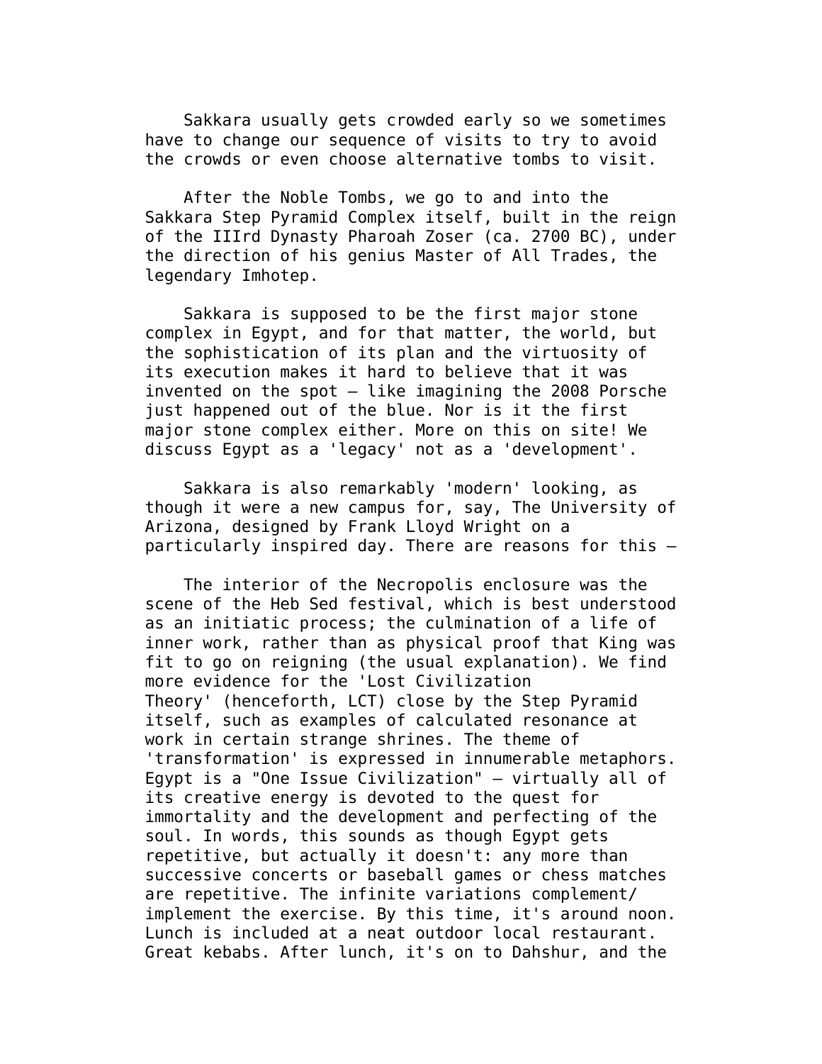Sakkara usually gets crowded early so we sometimes have to change our sequence of visits to try to avoid the crowds or even choose alternative tombs to visit.

After the Noble Tombs, we go to and into the Sakkara Step Pyramid Complex itself, built in the reign of the IIIrd Dynasty Pharoah Zoser (ca. 2700 BC), under the direction of his genius Master of All Trades, the legendary Imhotep.

Sakkara is supposed to be the first major stone complex in Egypt, and for that matter, the world, but the sophistication of its plan and the virtuosity of its execution makes it hard to believe that it was invented on the spot – like imagining the 2008 Porsche just happened out of the blue. Nor is it the first major stone complex either. More on this on site! We discuss Egypt as a 'legacy' not as a 'development'.

Sakkara is also remarkably 'modern' looking, as though it were a new campus for, say, The University of Arizona, designed by Frank Lloyd Wright on a particularly inspired day. There are reasons for this –

The interior of the Necropolis enclosure was the scene of the Heb Sed festival, which is best understood as an initiatic process; the culmination of a life of inner work, rather than as physical proof that King was fit to go on reigning (the usual explanation). We find more evidence for the 'Lost Civilization Theory' (henceforth, LCT) close by the Step Pyramid itself, such as examples of calculated resonance at work in certain strange shrines. The theme of 'transformation' is expressed in innumerable metaphors. Egypt is a "One Issue Civilization" – virtually all of its creative energy is devoted to the quest for immortality and the development and perfecting of the soul. In words, this sounds as though Egypt gets repetitive, but actually it doesn't: any more than successive concerts or baseball games or chess matches are repetitive. The infinite variations complement/ implement the exercise. By this time, it's around noon. Lunch is included at a neat outdoor local restaurant. Great kebabs. After lunch, it's on to Dahshur, and the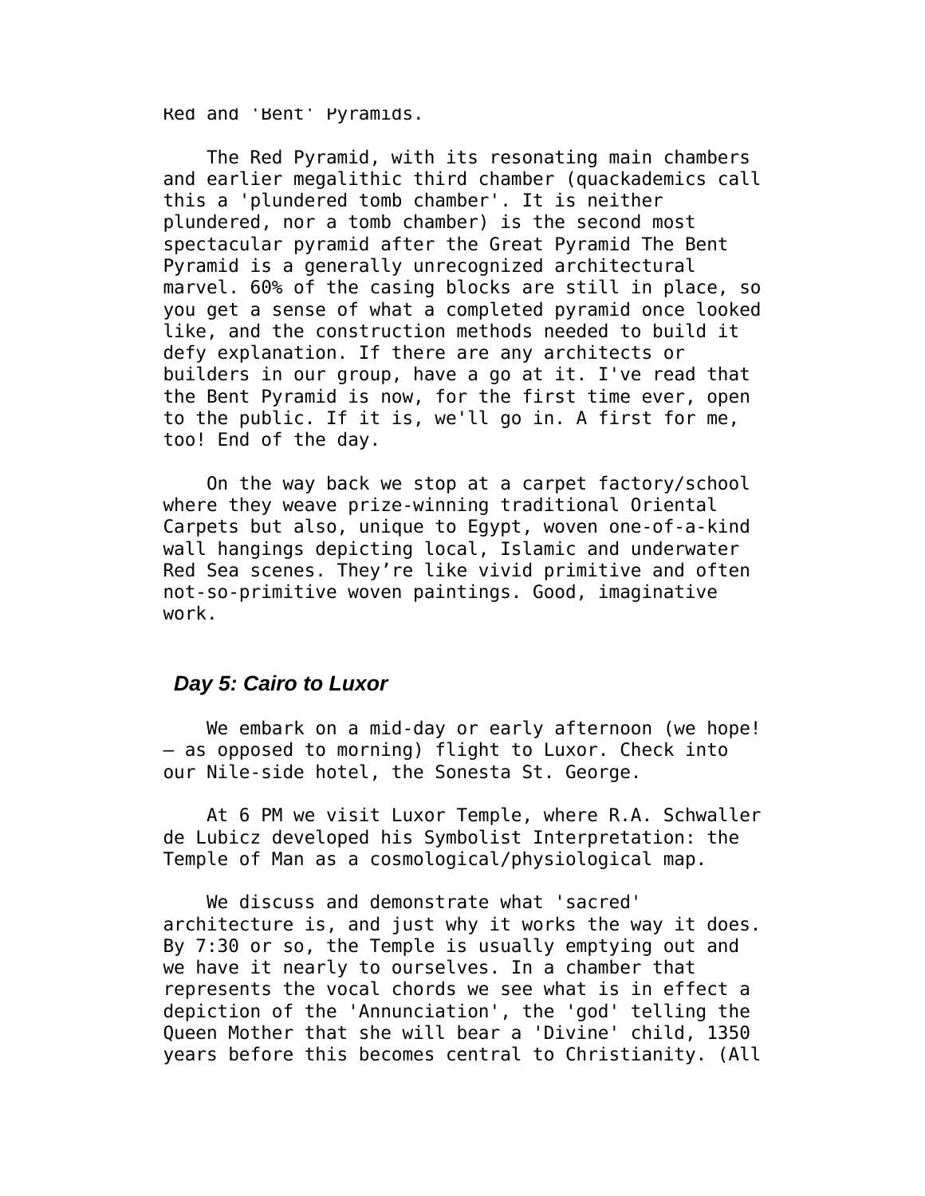Red and 'Bent' Pyramids.

The Red Pyramid, with its resonating main chambers and earlier megalithic third chamber (quackademics call this a 'plundered tomb chamber'. It is neither plundered, nor a tomb chamber) is the second most spectacular pyramid after the Great Pyramid The Bent Pyramid is a generally unrecognized architectural marvel. 60% of the casing blocks are still in place, so you get a sense of what a completed pyramid once looked like, and the construction methods needed to build it defy explanation. If there are any architects or builders in our group, have a go at it. I've read that the Bent Pyramid is now, for the first time ever, open to the public. If it is, we'll go in. A first for me, too! End of the day.

On the way back we stop at a carpet factory/school where they weave prize-winning traditional Oriental Carpets but also, unique to Egypt, woven one-of-a-kind wall hangings depicting local, Islamic and underwater Red Sea scenes. They're like vivid primitive and often not-so-primitive woven paintings. Good, imaginative work.

## *Day 5: Cairo to Luxor*

We embark on a mid-day or early afternoon (we hope! – as opposed to morning) flight to Luxor. Check into our Nile-side hotel, the Sonesta St. George.

At 6 PM we visit Luxor Temple, where R.A. Schwaller de Lubicz developed his Symbolist Interpretation: the Temple of Man as a cosmological/physiological map.

We discuss and demonstrate what 'sacred' architecture is, and just why it works the way it does. By 7:30 or so, the Temple is usually emptying out and we have it nearly to ourselves. In a chamber that represents the vocal chords we see what is in effect a depiction of the 'Annunciation', the 'god' telling the Queen Mother that she will bear a 'Divine' child, 1350 years before this becomes central to Christianity. (All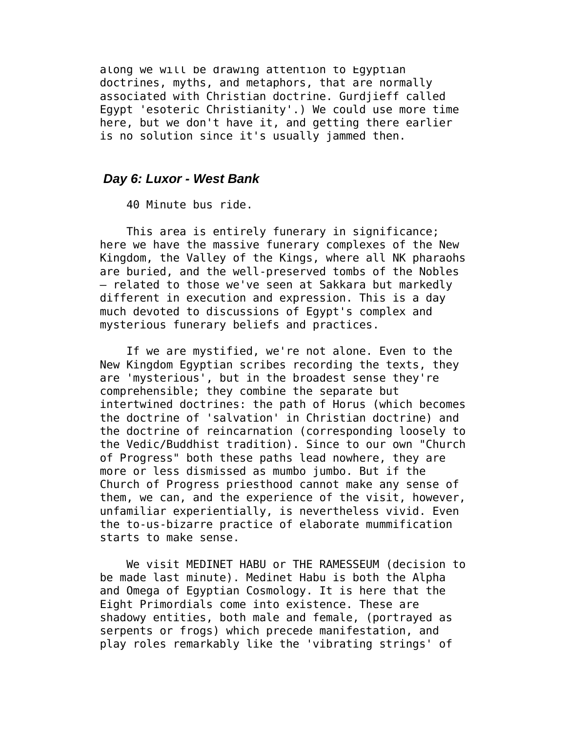along we will be drawing attention to Egyptian doctrines, myths, and metaphors, that are normally associated with Christian doctrine. Gurdjieff called Egypt 'esoteric Christianity'.) We could use more time here, but we don't have it, and getting there earlier is no solution since it's usually jammed then.

### *Day 6: Luxor - West Bank*

40 Minute bus ride.

This area is entirely funerary in significance; here we have the massive funerary complexes of the New Kingdom, the Valley of the Kings, where all NK pharaohs are buried, and the well-preserved tombs of the Nobles – related to those we've seen at Sakkara but markedly different in execution and expression. This is a day much devoted to discussions of Egypt's complex and mysterious funerary beliefs and practices.

If we are mystified, we're not alone. Even to the New Kingdom Egyptian scribes recording the texts, they are 'mysterious', but in the broadest sense they're comprehensible; they combine the separate but intertwined doctrines: the path of Horus (which becomes the doctrine of 'salvation' in Christian doctrine) and the doctrine of reincarnation (corresponding loosely to the Vedic/Buddhist tradition). Since to our own "Church of Progress" both these paths lead nowhere, they are more or less dismissed as mumbo jumbo. But if the Church of Progress priesthood cannot make any sense of them, we can, and the experience of the visit, however, unfamiliar experientially, is nevertheless vivid. Even the to-us-bizarre practice of elaborate mummification starts to make sense.

We visit MEDINET HABU or THE RAMESSEUM (decision to be made last minute). Medinet Habu is both the Alpha and Omega of Egyptian Cosmology. It is here that the Eight Primordials come into existence. These are shadowy entities, both male and female, (portrayed as serpents or frogs) which precede manifestation, and play roles remarkably like the 'vibrating strings' of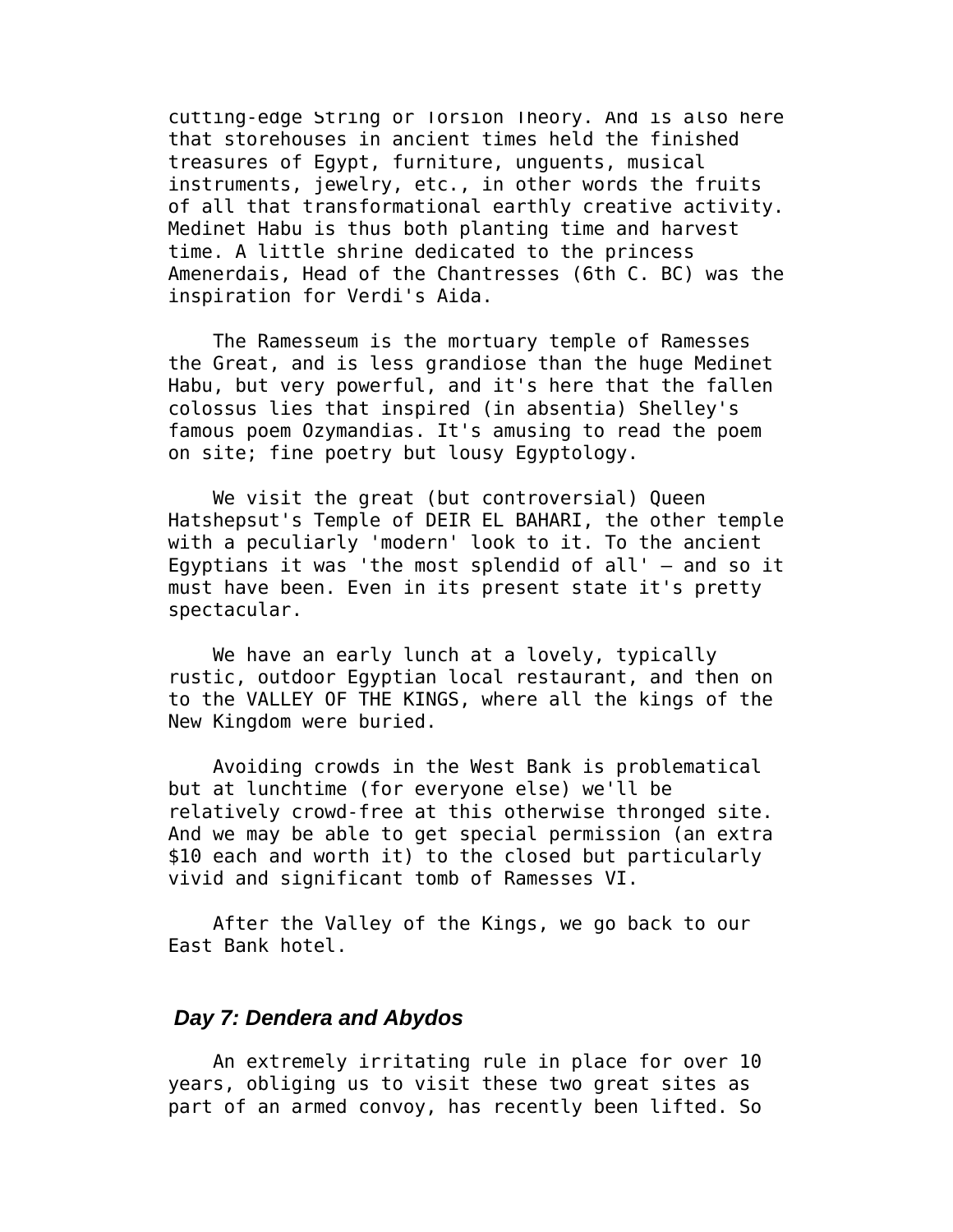cutting-edge String or Torsion Theory. And is also here that storehouses in ancient times held the finished treasures of Egypt, furniture, unguents, musical instruments, jewelry, etc., in other words the fruits of all that transformational earthly creative activity. Medinet Habu is thus both planting time and harvest time. A little shrine dedicated to the princess Amenerdais, Head of the Chantresses (6th C. BC) was the inspiration for Verdi's Aida.

The Ramesseum is the mortuary temple of Ramesses the Great, and is less grandiose than the huge Medinet Habu, but very powerful, and it's here that the fallen colossus lies that inspired (in absentia) Shelley's famous poem Ozymandias. It's amusing to read the poem on site; fine poetry but lousy Egyptology.

We visit the great (but controversial) Queen Hatshepsut's Temple of DEIR EL BAHARI, the other temple with a peculiarly 'modern' look to it. To the ancient Egyptians it was 'the most splendid of all' — and so it must have been. Even in its present state it's pretty spectacular.

We have an early lunch at a lovely, typically rustic, outdoor Egyptian local restaurant, and then on to the VALLEY OF THE KINGS, where all the kings of the New Kingdom were buried.

Avoiding crowds in the West Bank is problematical but at lunchtime (for everyone else) we'll be relatively crowd-free at this otherwise thronged site. And we may be able to get special permission (an extra $10 each and worth it) to the closed but particularly vivid and significant tomb of Ramesses VI.

After the Valley of the Kings, we go back to our East Bank hotel.

### *Day 7: Dendera and Abydos*

An extremely irritating rule in place for over 10 years, obliging us to visit these two great sites as part of an armed convoy, has recently been lifted. So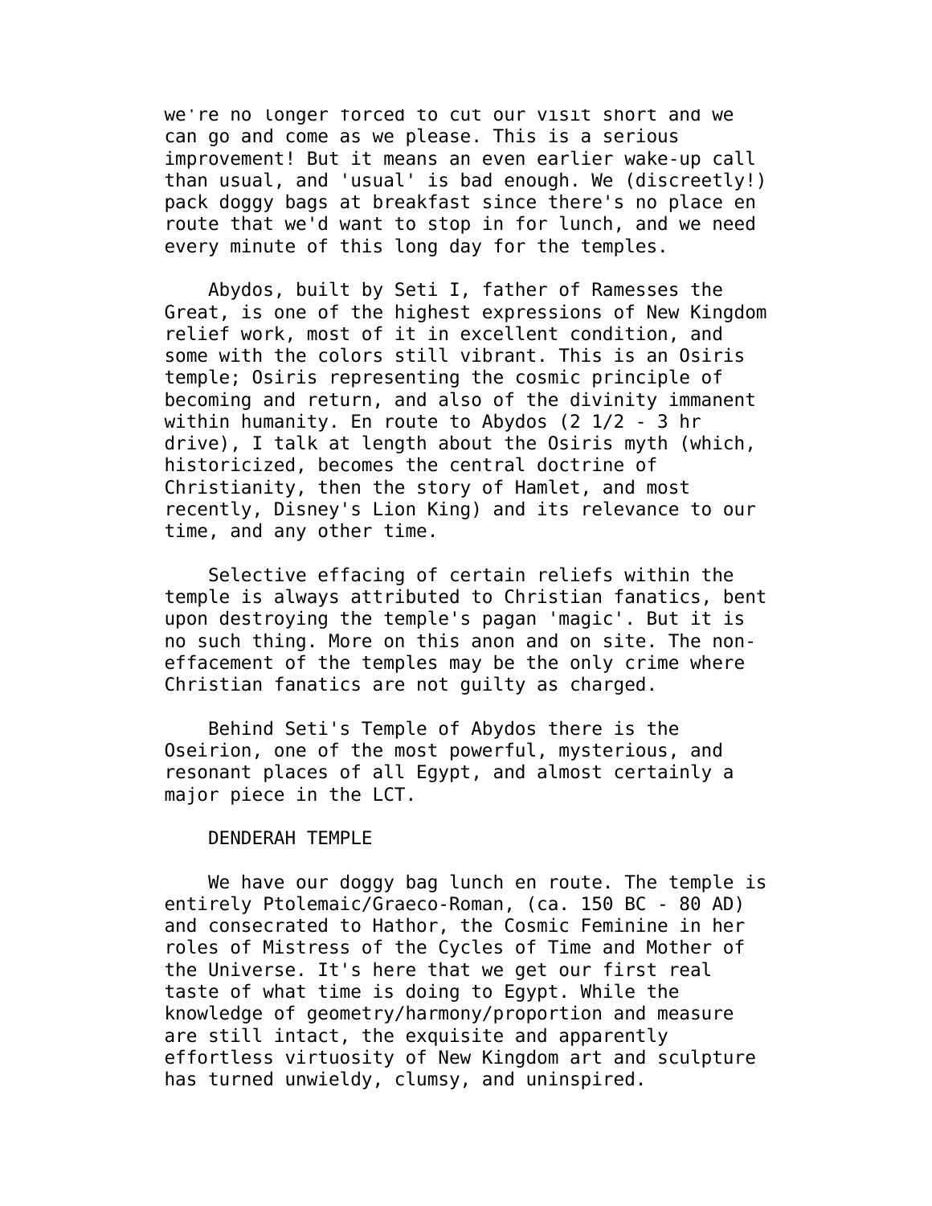we're no longer forced to cut our visit short and we can go and come as we please. This is a serious improvement! But it means an even earlier wake-up call than usual, and 'usual' is bad enough. We (discreetly!) pack doggy bags at breakfast since there's no place en route that we'd want to stop in for lunch, and we need every minute of this long day for the temples.

Abydos, built by Seti I, father of Ramesses the Great, is one of the highest expressions of New Kingdom relief work, most of it in excellent condition, and some with the colors still vibrant. This is an Osiris temple; Osiris representing the cosmic principle of becoming and return, and also of the divinity immanent within humanity. En route to Abydos (2 1/2 - 3 hr drive), I talk at length about the Osiris myth (which, historicized, becomes the central doctrine of Christianity, then the story of Hamlet, and most recently, Disney's Lion King) and its relevance to our time, and any other time.

Selective effacing of certain reliefs within the temple is always attributed to Christian fanatics, bent upon destroying the temple's pagan 'magic'. But it is no such thing. More on this anon and on site. The non-effacement of the temples may be the only crime where Christian fanatics are not guilty as charged.

Behind Seti's Temple of Abydos there is the Oseirion, one of the most powerful, mysterious, and resonant places of all Egypt, and almost certainly a major piece in the LCT.

DENDERAH TEMPLE

We have our doggy bag lunch en route. The temple is entirely Ptolemaic/Graeco-Roman, (ca. 150 BC - 80 AD) and consecrated to Hathor, the Cosmic Feminine in her roles of Mistress of the Cycles of Time and Mother of the Universe. It's here that we get our first real taste of what time is doing to Egypt. While the knowledge of geometry/harmony/proportion and measure are still intact, the exquisite and apparently effortless virtuosity of New Kingdom art and sculpture has turned unwieldy, clumsy, and uninspired.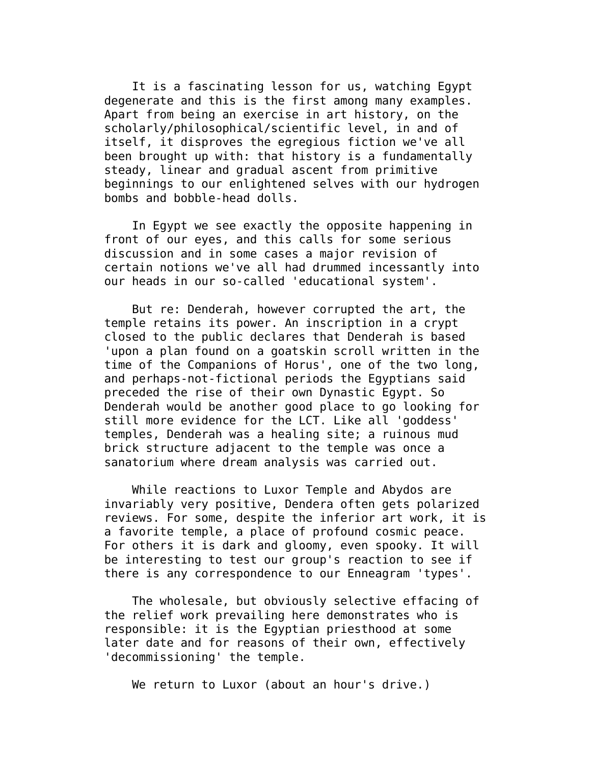It is a fascinating lesson for us, watching Egypt degenerate and this is the first among many examples. Apart from being an exercise in art history, on the scholarly/philosophical/scientific level, in and of itself, it disproves the egregious fiction we've all been brought up with: that history is a fundamentally steady, linear and gradual ascent from primitive beginnings to our enlightened selves with our hydrogen bombs and bobble-head dolls.

In Egypt we see exactly the opposite happening in front of our eyes, and this calls for some serious discussion and in some cases a major revision of certain notions we've all had drummed incessantly into our heads in our so-called 'educational system'.

But re: Denderah, however corrupted the art, the temple retains its power. An inscription in a crypt closed to the public declares that Denderah is based 'upon a plan found on a goatskin scroll written in the time of the Companions of Horus', one of the two long, and perhaps-not-fictional periods the Egyptians said preceded the rise of their own Dynastic Egypt. So Denderah would be another good place to go looking for still more evidence for the LCT. Like all 'goddess' temples, Denderah was a healing site; a ruinous mud brick structure adjacent to the temple was once a sanatorium where dream analysis was carried out.

While reactions to Luxor Temple and Abydos are invariably very positive, Dendera often gets polarized reviews. For some, despite the inferior art work, it is a favorite temple, a place of profound cosmic peace. For others it is dark and gloomy, even spooky. It will be interesting to test our group's reaction to see if there is any correspondence to our Enneagram 'types'.

The wholesale, but obviously selective effacing of the relief work prevailing here demonstrates who is responsible: it is the Egyptian priesthood at some later date and for reasons of their own, effectively 'decommissioning' the temple.

We return to Luxor (about an hour's drive.)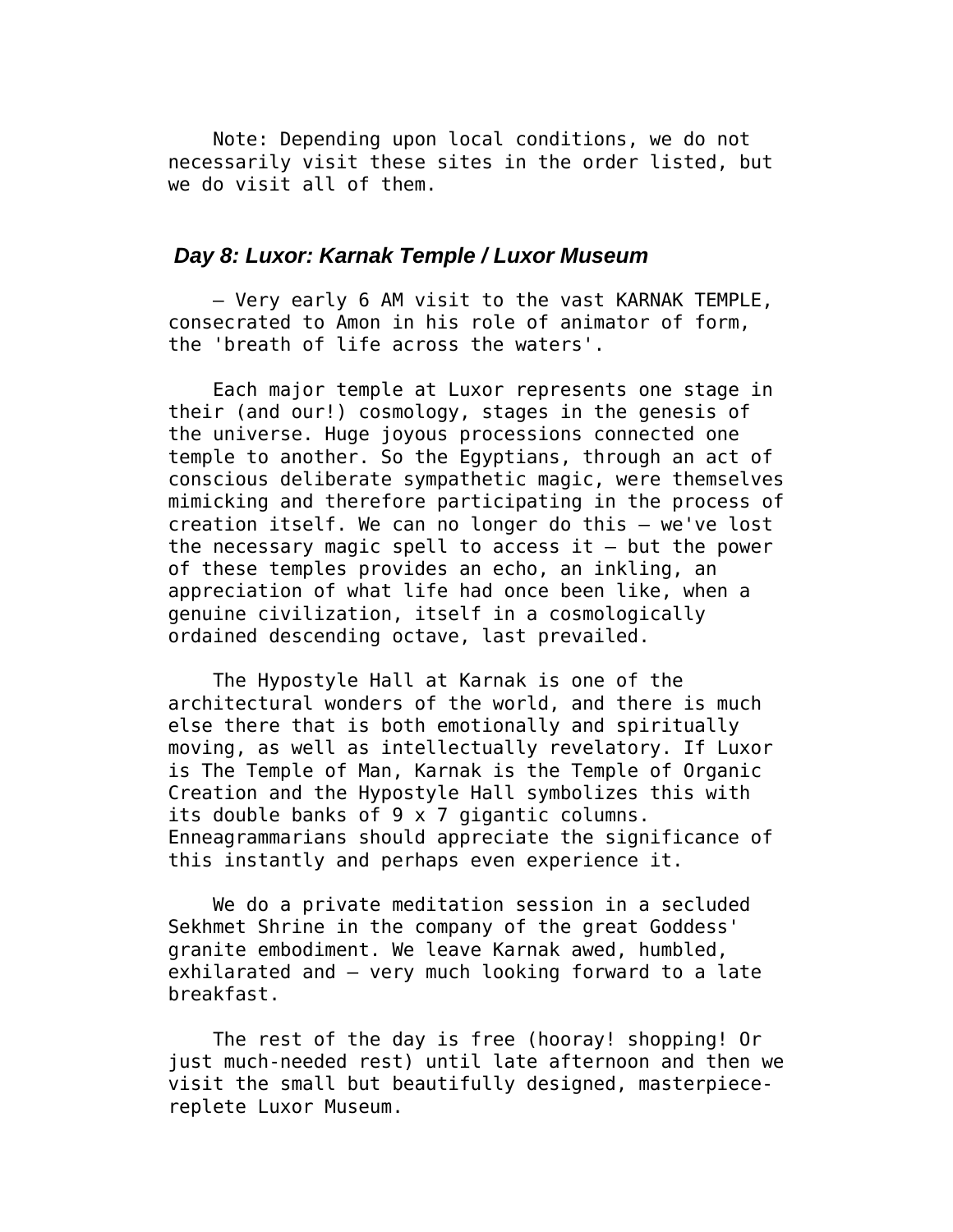Note: Depending upon local conditions, we do not necessarily visit these sites in the order listed, but we do visit all of them.

## *Day 8: Luxor: Karnak Temple / Luxor Museum*

– Very early 6 AM visit to the vast KARNAK TEMPLE, consecrated to Amon in his role of animator of form, the 'breath of life across the waters'.

Each major temple at Luxor represents one stage in their (and our!) cosmology, stages in the genesis of the universe. Huge joyous processions connected one temple to another. So the Egyptians, through an act of conscious deliberate sympathetic magic, were themselves mimicking and therefore participating in the process of creation itself. We can no longer do this – we've lost the necessary magic spell to access it – but the power of these temples provides an echo, an inkling, an appreciation of what life had once been like, when a genuine civilization, itself in a cosmologically ordained descending octave, last prevailed.

The Hypostyle Hall at Karnak is one of the architectural wonders of the world, and there is much else there that is both emotionally and spiritually moving, as well as intellectually revelatory. If Luxor is The Temple of Man, Karnak is the Temple of Organic Creation and the Hypostyle Hall symbolizes this with its double banks of 9 x 7 gigantic columns. Enneagrammarians should appreciate the significance of this instantly and perhaps even experience it.

We do a private meditation session in a secluded Sekhmet Shrine in the company of the great Goddess' granite embodiment. We leave Karnak awed, humbled, exhilarated and – very much looking forward to a late breakfast.

The rest of the day is free (hooray! shopping! Or just much-needed rest) until late afternoon and then we visit the small but beautifully designed, masterpiece-replete Luxor Museum.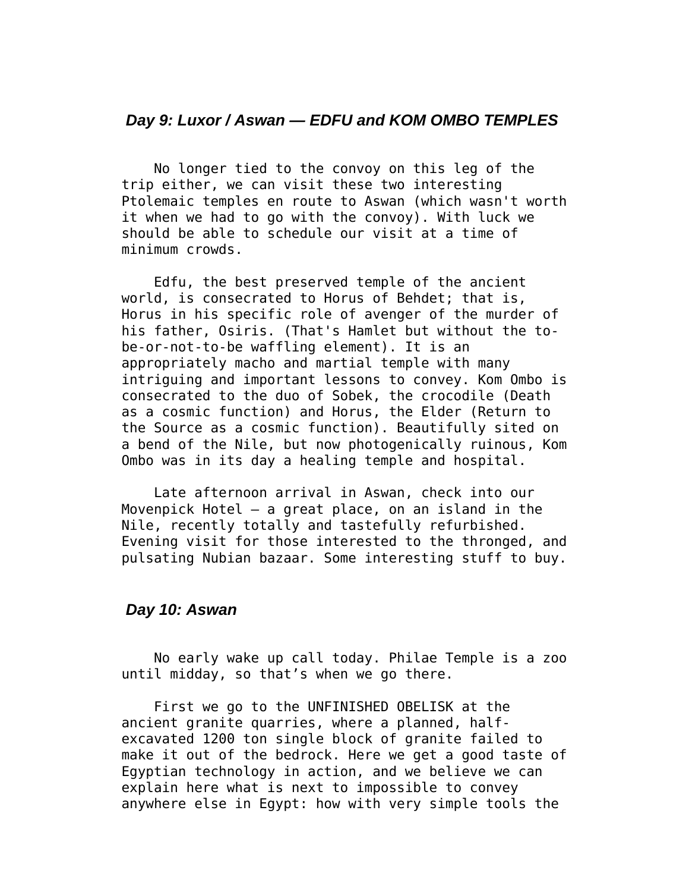### *Day 9: Luxor / Aswan — EDFU and KOM OMBO TEMPLES*

No longer tied to the convoy on this leg of the trip either, we can visit these two interesting Ptolemaic temples en route to Aswan (which wasn't worth it when we had to go with the convoy). With luck we should be able to schedule our visit at a time of minimum crowds.

Edfu, the best preserved temple of the ancient world, is consecrated to Horus of Behdet; that is, Horus in his specific role of avenger of the murder of his father, Osiris. (That's Hamlet but without the to-be-or-not-to-be waffling element). It is an appropriately macho and martial temple with many intriguing and important lessons to convey. Kom Ombo is consecrated to the duo of Sobek, the crocodile (Death as a cosmic function) and Horus, the Elder (Return to the Source as a cosmic function). Beautifully sited on a bend of the Nile, but now photogenically ruinous, Kom Ombo was in its day a healing temple and hospital.

Late afternoon arrival in Aswan, check into our Movenpick Hotel — a great place, on an island in the Nile, recently totally and tastefully refurbished. Evening visit for those interested to the thronged, and pulsating Nubian bazaar. Some interesting stuff to buy.

### *Day 10: Aswan*

No early wake up call today. Philae Temple is a zoo until midday, so that's when we go there.

First we go to the UNFINISHED OBELISK at the ancient granite quarries, where a planned, half-excavated 1200 ton single block of granite failed to make it out of the bedrock. Here we get a good taste of Egyptian technology in action, and we believe we can explain here what is next to impossible to convey anywhere else in Egypt: how with very simple tools the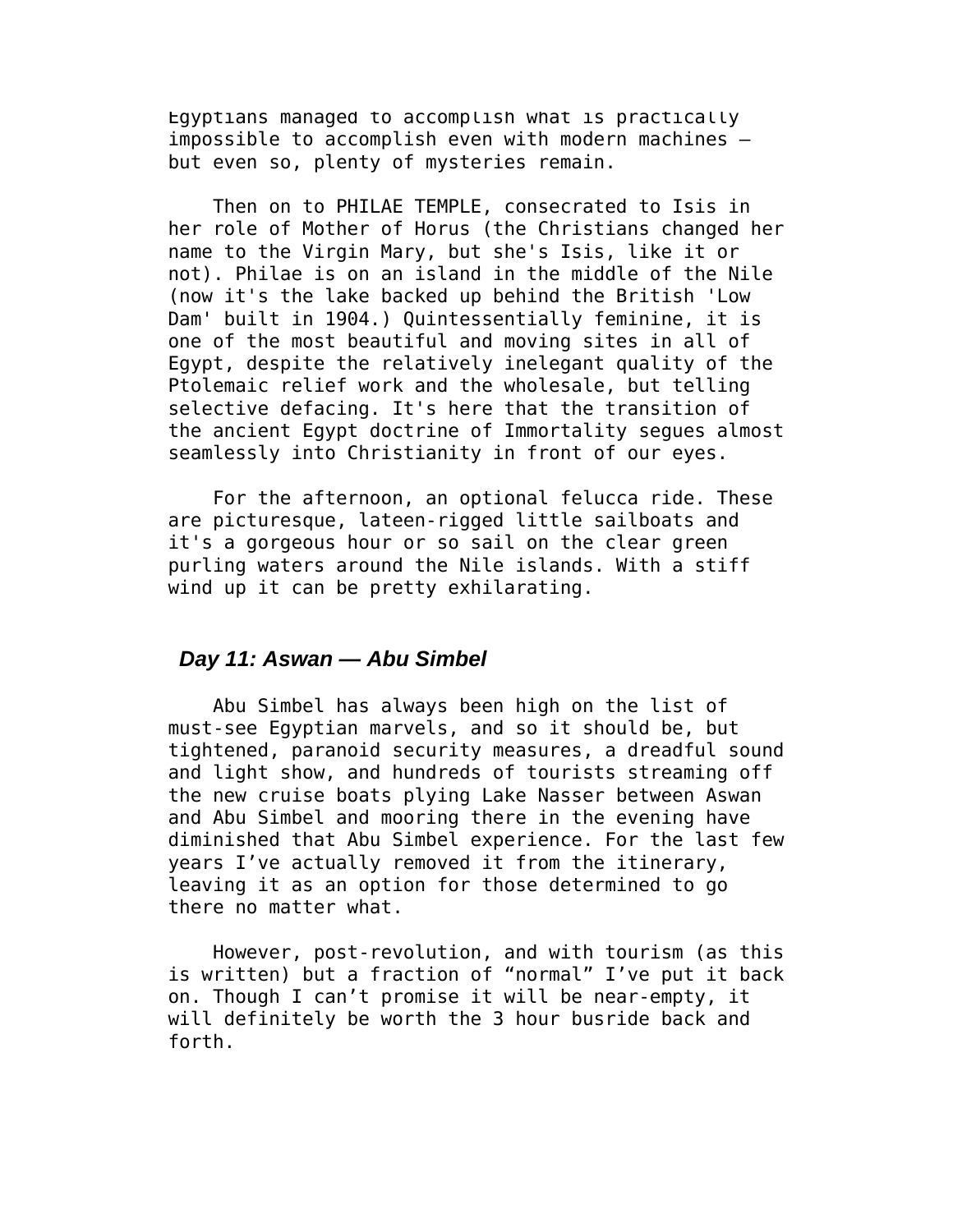Egyptians managed to accomplish what is practically impossible to accomplish even with modern machines — but even so, plenty of mysteries remain.

Then on to PHILAE TEMPLE, consecrated to Isis in her role of Mother of Horus (the Christians changed her name to the Virgin Mary, but she's Isis, like it or not). Philae is on an island in the middle of the Nile (now it's the lake backed up behind the British 'Low Dam' built in 1904.) Quintessentially feminine, it is one of the most beautiful and moving sites in all of Egypt, despite the relatively inelegant quality of the Ptolemaic relief work and the wholesale, but telling selective defacing. It's here that the transition of the ancient Egypt doctrine of Immortality segues almost seamlessly into Christianity in front of our eyes.

For the afternoon, an optional felucca ride. These are picturesque, lateen-rigged little sailboats and it's a gorgeous hour or so sail on the clear green purling waters around the Nile islands. With a stiff wind up it can be pretty exhilarating.

### *Day 11: Aswan — Abu Simbel*

Abu Simbel has always been high on the list of must-see Egyptian marvels, and so it should be, but tightened, paranoid security measures, a dreadful sound and light show, and hundreds of tourists streaming off the new cruise boats plying Lake Nasser between Aswan and Abu Simbel and mooring there in the evening have diminished that Abu Simbel experience. For the last few years I've actually removed it from the itinerary, leaving it as an option for those determined to go there no matter what.

However, post-revolution, and with tourism (as this is written) but a fraction of "normal" I've put it back on. Though I can't promise it will be near-empty, it will definitely be worth the 3 hour busride back and forth.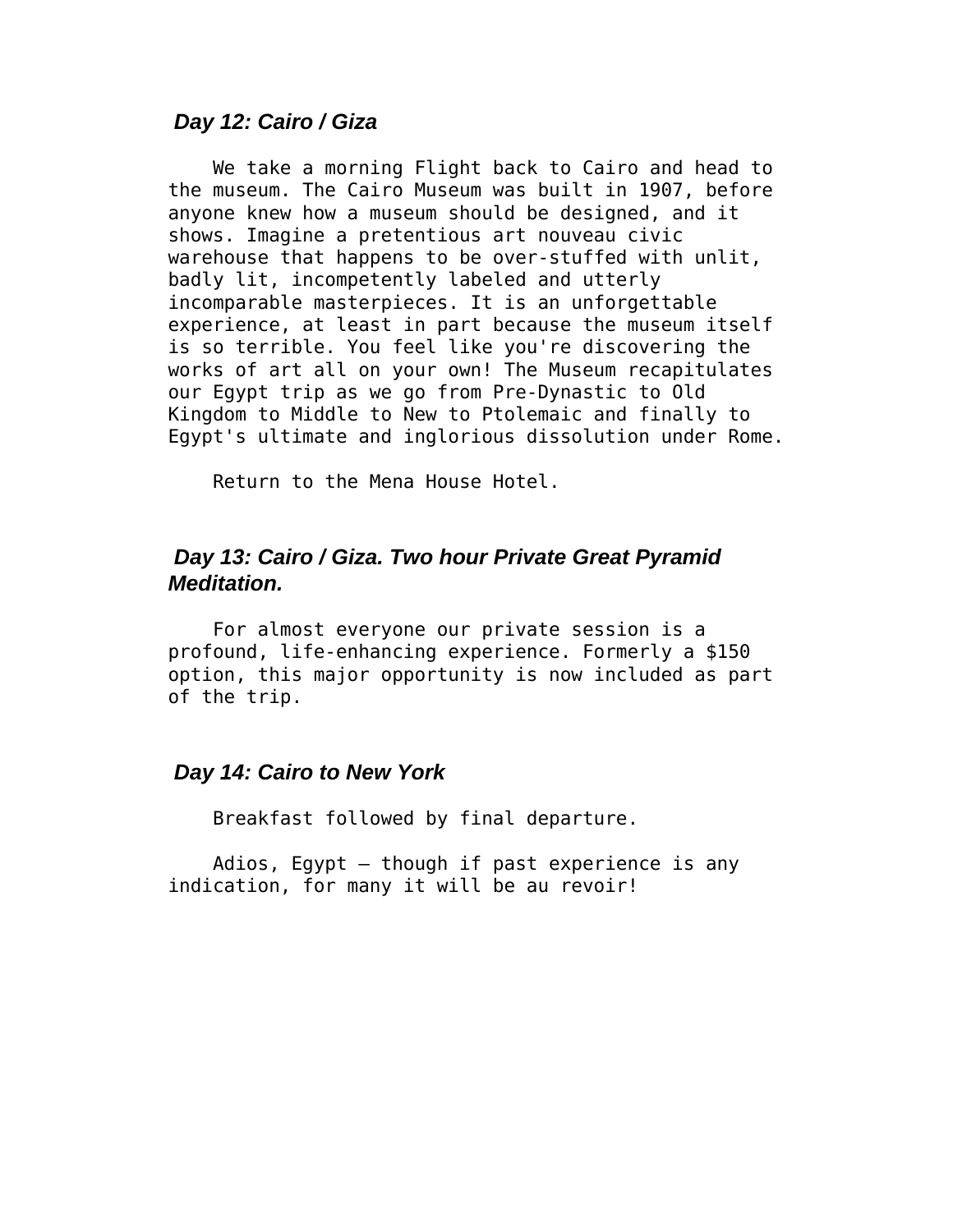### *Day 12: Cairo / Giza*

We take a morning Flight back to Cairo and head to the museum. The Cairo Museum was built in 1907, before anyone knew how a museum should be designed, and it shows. Imagine a pretentious art nouveau civic warehouse that happens to be over-stuffed with unlit, badly lit, incompetently labeled and utterly incomparable masterpieces. It is an unforgettable experience, at least in part because the museum itself is so terrible. You feel like you're discovering the works of art all on your own! The Museum recapitulates our Egypt trip as we go from Pre-Dynastic to Old Kingdom to Middle to New to Ptolemaic and finally to Egypt's ultimate and inglorious dissolution under Rome.

Return to the Mena House Hotel.

### *Day 13: Cairo / Giza. Two hour Private Great Pyramid Meditation.*

For almost everyone our private session is a profound, life-enhancing experience. Formerly a $150 option, this major opportunity is now included as part of the trip.

### *Day 14: Cairo to New York*

Breakfast followed by final departure.

Adios, Egypt – though if past experience is any indication, for many it will be au revoir!